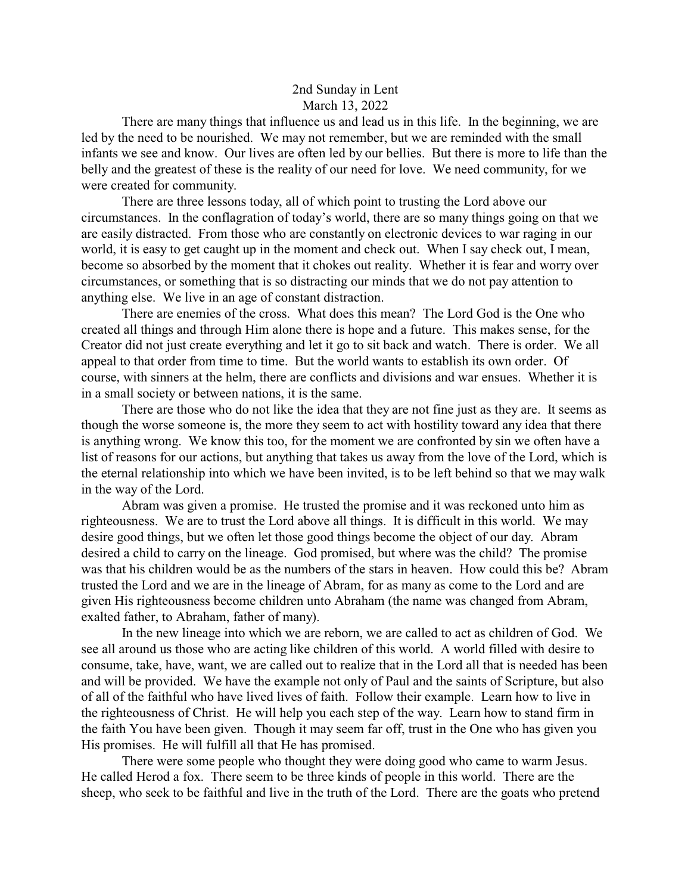# 2nd Sunday in Lent

March 13, 2022

There are many things that influence us and lead us in this life. In the beginning, we are led by the need to be nourished. We may not remember, but we are reminded with the small infants we see and know. Our lives are often led by our bellies. But there is more to life than the belly and the greatest of these is the reality of our need for love. We need community, for we were created for community.

There are three lessons today, all of which point to trusting the Lord above our circumstances. In the conflagration of today's world, there are so many things going on that we are easily distracted. From those who are constantly on electronic devices to war raging in our world, it is easy to get caught up in the moment and check out. When I say check out, I mean, become so absorbed by the moment that it chokes out reality. Whether it is fear and worry over circumstances, or something that is so distracting our minds that we do not pay attention to anything else. We live in an age of constant distraction.

There are enemies of the cross. What does this mean? The Lord God is the One who created all things and through Him alone there is hope and a future. This makes sense, for the Creator did not just create everything and let it go to sit back and watch. There is order. We all appeal to that order from time to time. But the world wants to establish its own order. Of course, with sinners at the helm, there are conflicts and divisions and war ensues. Whether it is in a small society or between nations, it is the same.

There are those who do not like the idea that they are not fine just as they are. It seems as though the worse someone is, the more they seem to act with hostility toward any idea that there is anything wrong. We know this too, for the moment we are confronted by sin we often have a list of reasons for our actions, but anything that takes us away from the love of the Lord, which is the eternal relationship into which we have been invited, is to be left behind so that we may walk in the way of the Lord.

Abram was given a promise. He trusted the promise and it was reckoned unto him as righteousness. We are to trust the Lord above all things. It is difficult in this world. We may desire good things, but we often let those good things become the object of our day. Abram desired a child to carry on the lineage. God promised, but where was the child? The promise was that his children would be as the numbers of the stars in heaven. How could this be? Abram trusted the Lord and we are in the lineage of Abram, for as many as come to the Lord and are given His righteousness become children unto Abraham (the name was changed from Abram, exalted father, to Abraham, father of many).

In the new lineage into which we are reborn, we are called to act as children of God. We see all around us those who are acting like children of this world. A world filled with desire to consume, take, have, want, we are called out to realize that in the Lord all that is needed has been and will be provided. We have the example not only of Paul and the saints of Scripture, but also of all of the faithful who have lived lives of faith. Follow their example. Learn how to live in the righteousness of Christ. He will help you each step of the way. Learn how to stand firm in the faith You have been given. Though it may seem far off, trust in the One who has given you His promises. He will fulfill all that He has promised.

There were some people who thought they were doing good who came to warm Jesus. He called Herod a fox. There seem to be three kinds of people in this world. There are the sheep, who seek to be faithful and live in the truth of the Lord. There are the goats who pretend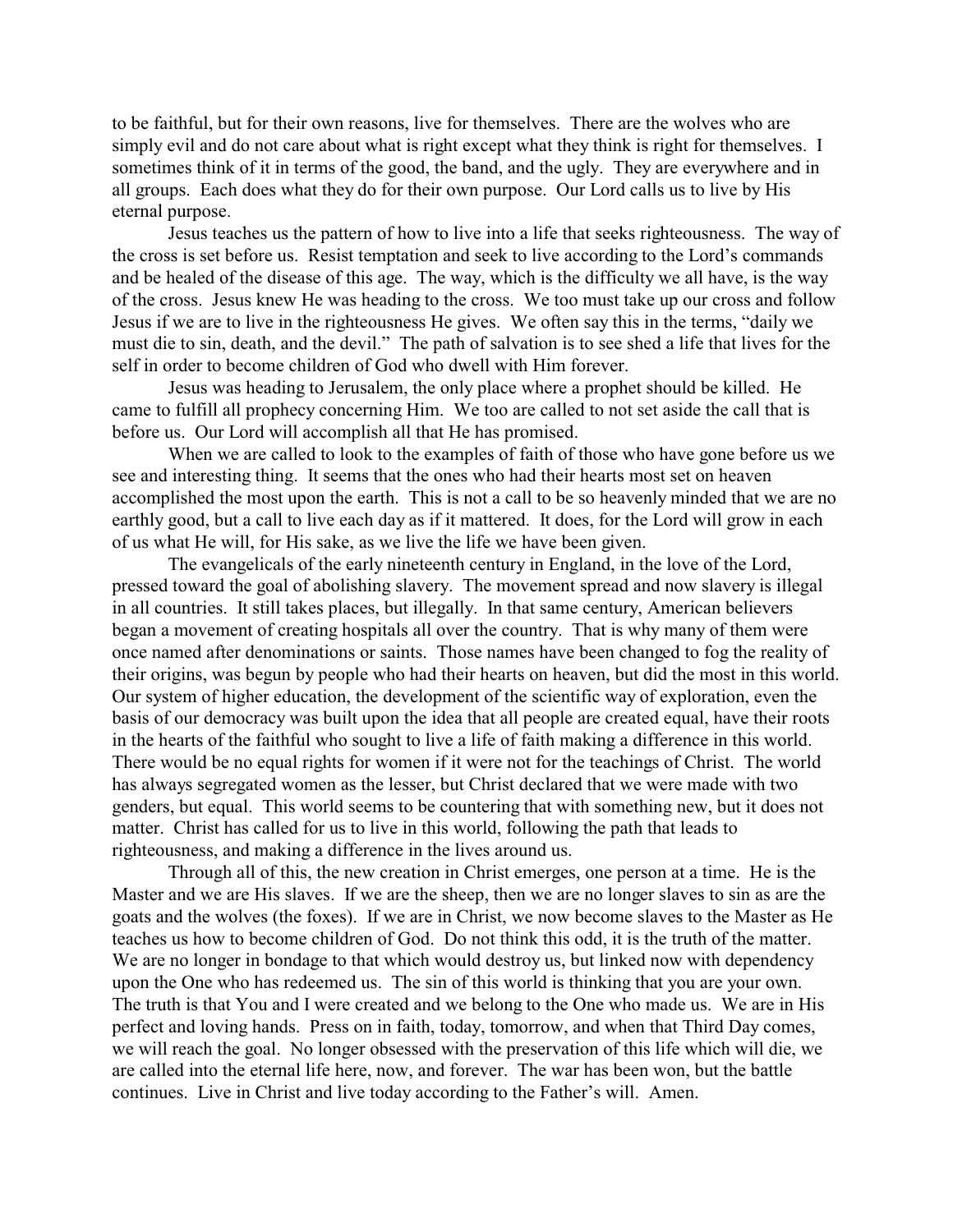to be faithful, but for their own reasons, live for themselves. There are the wolves who are simply evil and do not care about what is right except what they think is right for themselves. I sometimes think of it in terms of the good, the band, and the ugly. They are everywhere and in all groups. Each does what they do for their own purpose. Our Lord calls us to live by His eternal purpose.

Jesus teaches us the pattern of how to live into a life that seeks righteousness. The way of the cross is set before us. Resist temptation and seek to live according to the Lord's commands and be healed of the disease of this age. The way, which is the difficulty we all have, is the way of the cross. Jesus knew He was heading to the cross. We too must take up our cross and follow Jesus if we are to live in the righteousness He gives. We often say this in the terms, "daily we must die to sin, death, and the devil." The path of salvation is to see shed a life that lives for the self in order to become children of God who dwell with Him forever.

Jesus was heading to Jerusalem, the only place where a prophet should be killed. He came to fulfill all prophecy concerning Him. We too are called to not set aside the call that is before us. Our Lord will accomplish all that He has promised.

When we are called to look to the examples of faith of those who have gone before us we see and interesting thing. It seems that the ones who had their hearts most set on heaven accomplished the most upon the earth. This is not a call to be so heavenly minded that we are no earthly good, but a call to live each day as if it mattered. It does, for the Lord will grow in each of us what He will, for His sake, as we live the life we have been given.

The evangelicals of the early nineteenth century in England, in the love of the Lord, pressed toward the goal of abolishing slavery. The movement spread and now slavery is illegal in all countries. It still takes places, but illegally. In that same century, American believers began a movement of creating hospitals all over the country. That is why many of them were once named after denominations or saints. Those names have been changed to fog the reality of their origins, was begun by people who had their hearts on heaven, but did the most in this world. Our system of higher education, the development of the scientific way of exploration, even the basis of our democracy was built upon the idea that all people are created equal, have their roots in the hearts of the faithful who sought to live a life of faith making a difference in this world. There would be no equal rights for women if it were not for the teachings of Christ. The world has always segregated women as the lesser, but Christ declared that we were made with two genders, but equal. This world seems to be countering that with something new, but it does not matter. Christ has called for us to live in this world, following the path that leads to righteousness, and making a difference in the lives around us.

Through all of this, the new creation in Christ emerges, one person at a time. He is the Master and we are His slaves. If we are the sheep, then we are no longer slaves to sin as are the goats and the wolves (the foxes). If we are in Christ, we now become slaves to the Master as He teaches us how to become children of God. Do not think this odd, it is the truth of the matter. We are no longer in bondage to that which would destroy us, but linked now with dependency upon the One who has redeemed us. The sin of this world is thinking that you are your own. The truth is that You and I were created and we belong to the One who made us. We are in His perfect and loving hands. Press on in faith, today, tomorrow, and when that Third Day comes, we will reach the goal. No longer obsessed with the preservation of this life which will die, we are called into the eternal life here, now, and forever. The war has been won, but the battle continues. Live in Christ and live today according to the Father's will. Amen.